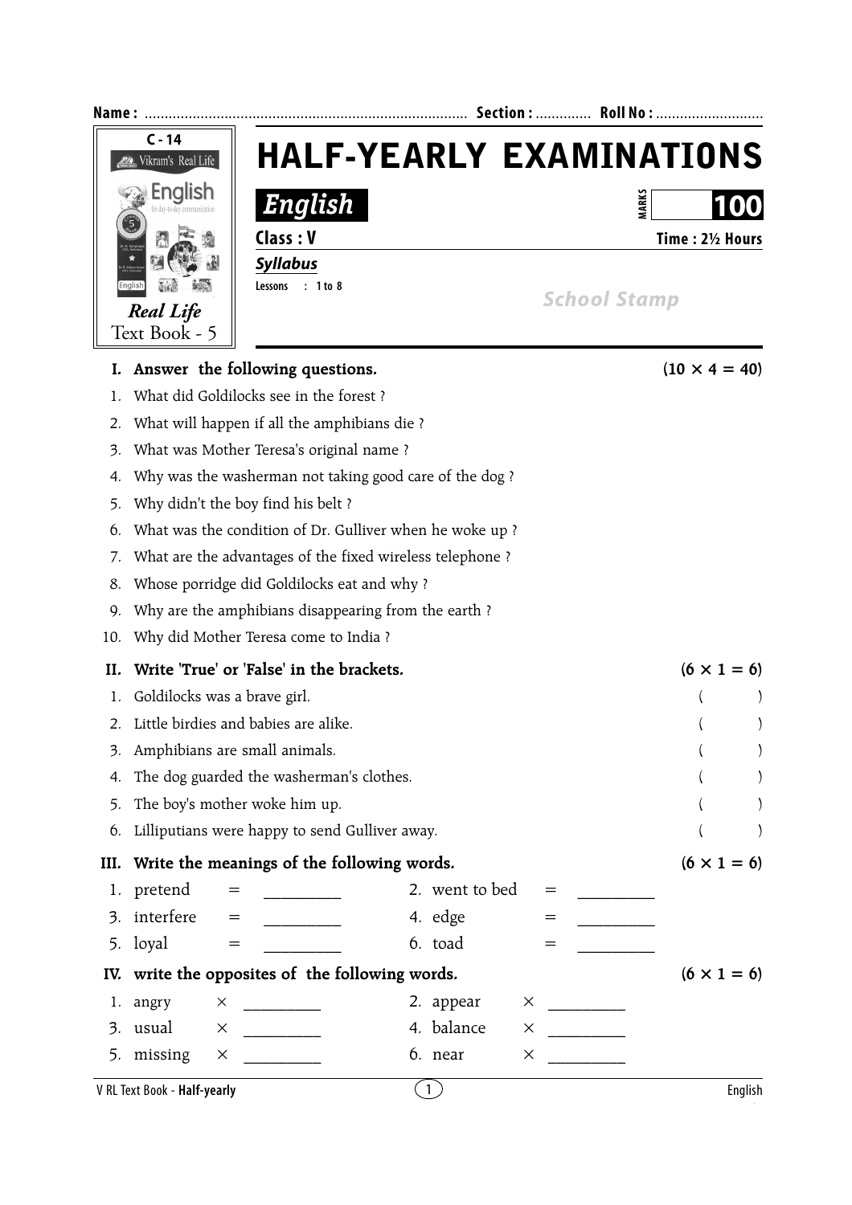Name : ................................................................................ Section : ............. Roll No : ...........................

C - 14
Vikram's Real Life
English
*Real Life*
Text Book - 5

# HALF-YEARLY EXAMINATIONS

## *English*

MARKS **100**

**Class : V** **Time : 2½ Hours**

***Syllabus***

**Lessons : 1 to 8**

*School Stamp*

---

**I. Answer the following questions.** **(10 × 4 = 40)**

1. What did Goldilocks see in the forest ?
2. What will happen if all the amphibians die ?
3. What was Mother Teresa's original name ?
4. Why was the washerman not taking good care of the dog ?
5. Why didn't the boy find his belt ?
6. What was the condition of Dr. Gulliver when he woke up ?
7. What are the advantages of the fixed wireless telephone ?
8. Whose porridge did Goldilocks eat and why ?
9. Why are the amphibians disappearing from the earth ?
10. Why did Mother Teresa come to India ?

**II. Write 'True' or 'False' in the brackets.** **(6 × 1 = 6)**

1. Goldilocks was a brave girl. ( )
2. Little birdies and babies are alike. ( )
3. Amphibians are small animals. ( )
4. The dog guarded the washerman's clothes. ( )
5. The boy's mother woke him up. ( )
6. Lilliputians were happy to send Gulliver away. ( )

**III. Write the meanings of the following words.** **(6 × 1 = 6)**

1. pretend = _________ 2. went to bed = _________
3. interfere = _________ 4. edge = _________
5. loyal = _________ 6. toad = _________

**IV. write the opposites of the following words.** **(6 × 1 = 6)**

1. angry × _________ 2. appear × _________
3. usual × _________ 4. balance × _________
5. missing × _________ 6. near × _________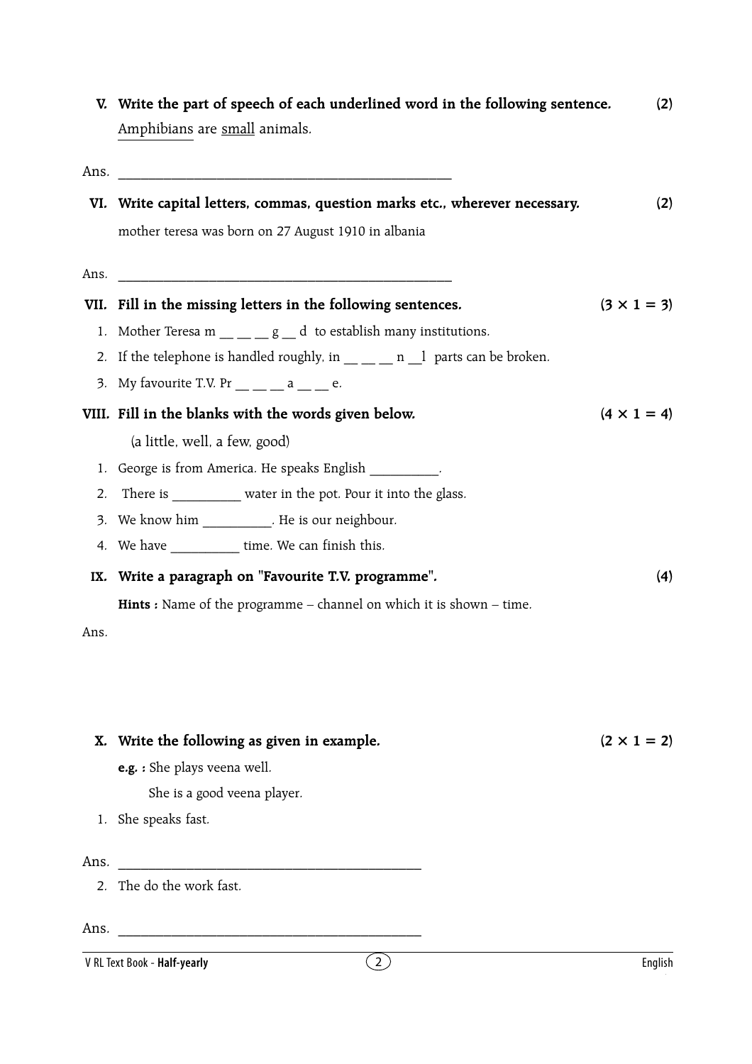**V. Write the part of speech of each underlined word in the following sentence.** **(2)**

<u>Amphibians</u> are <u>small</u> animals.

Ans. ______________________________________________

**VI. Write capital letters, commas, question marks etc., wherever necessary.** **(2)**

mother teresa was born on 27 August 1910 in albania

Ans. ______________________________________________

**VII. Fill in the missing letters in the following sentences.** **(3 × 1 = 3)**

1. Mother Teresa m __ __ __ g __ d to establish many institutions.
2. If the telephone is handled roughly, in __ __ __ n __l parts can be broken.
3. My favourite T.V. Pr __ __ __ a __ __ e.

**VIII. Fill in the blanks with the words given below.** **(4 × 1 = 4)**

(a little, well, a few, good)

1. George is from America. He speaks English __________.
2. There is __________ water in the pot. Pour it into the glass.
3. We know him __________. He is our neighbour.
4. We have __________ time. We can finish this.

**IX. Write a paragraph on "Favourite T.V. programme".** **(4)**

**Hints :** Name of the programme – channel on which it is shown – time.

Ans.

**X. Write the following as given in example.** **(2 × 1 = 2)**

**e.g. :** She plays veena well.

She is a good veena player.

1. She speaks fast.

Ans. ______________________________________________

2. The do the work fast.

Ans. ______________________________________________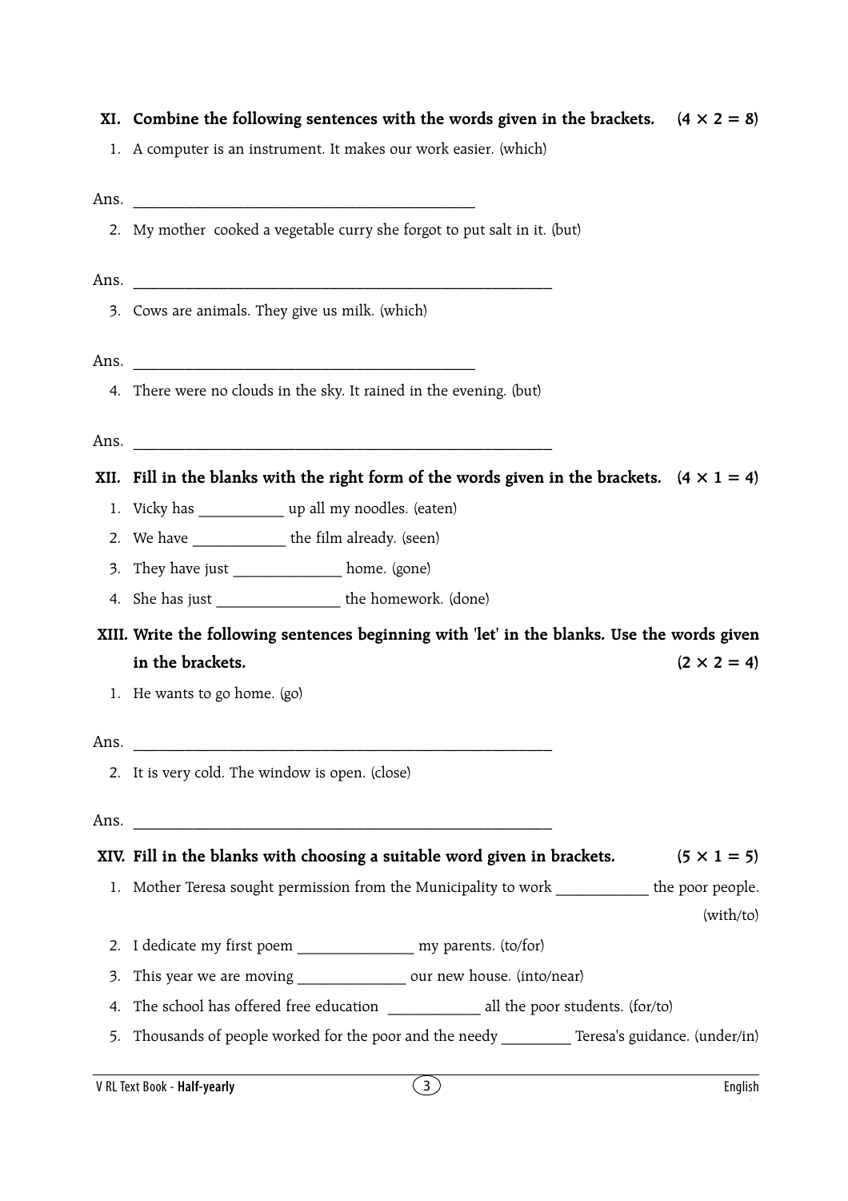**XI. Combine the following sentences with the words given in the brackets. (4 × 2 = 8)**

1. A computer is an instrument. It makes our work easier. (which)

Ans. ____________________________________________

2. My mother  cooked a vegetable curry she forgot to put salt in it. (but)

Ans. ____________________________________________________

3. Cows are animals. They give us milk. (which)

Ans. ____________________________________________

4. There were no clouds in the sky. It rained in the evening. (but)

Ans. ____________________________________________________

**XII. Fill in the blanks with the right form of the words given in the brackets. (4 × 1 = 4)**

1. Vicky has ___________ up all my noodles. (eaten)
2. We have ____________ the film already. (seen)
3. They have just ______________ home. (gone)
4. She has just ________________ the homework. (done)

**XIII. Write the following sentences beginning with 'let' in the blanks. Use the words given in the brackets. (2 × 2 = 4)**

1. He wants to go home. (go)

Ans. ____________________________________________________

2. It is very cold. The window is open. (close)

Ans. ____________________________________________________

**XIV. Fill in the blanks with choosing a suitable word given in brackets. (5 × 1 = 5)**

1. Mother Teresa sought permission from the Municipality to work ____________ the poor people. (with/to)
2. I dedicate my first poem _______________ my parents. (to/for)
3. This year we are moving ______________ our new house. (into/near)
4. The school has offered free education ____________ all the poor students. (for/to)
5. Thousands of people worked for the poor and the needy _________ Teresa's guidance. (under/in)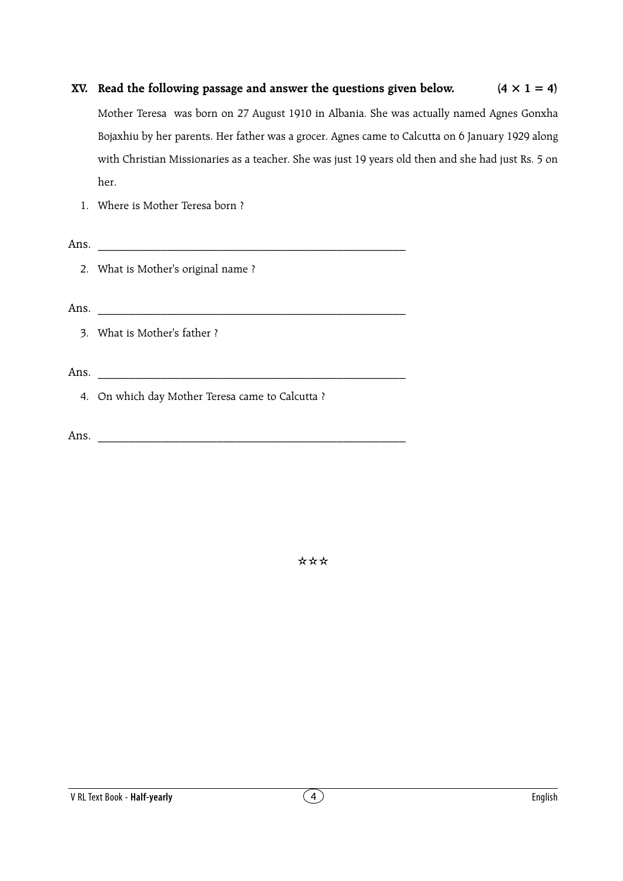**XV. Read the following passage and answer the questions given below. (4 × 1 = 4)**

Mother Teresa was born on 27 August 1910 in Albania. She was actually named Agnes Gonxha Bojaxhiu by her parents. Her father was a grocer. Agnes came to Calcutta on 6 January 1929 along with Christian Missionaries as a teacher. She was just 19 years old then and she had just Rs. 5 on her.

1. Where is Mother Teresa born ?

Ans. ____________________________________________

2. What is Mother's original name ?

Ans. ____________________________________________

3. What is Mother's father ?

Ans. ____________________________________________

4. On which day Mother Teresa came to Calcutta ?

Ans. ____________________________________________

☆☆☆